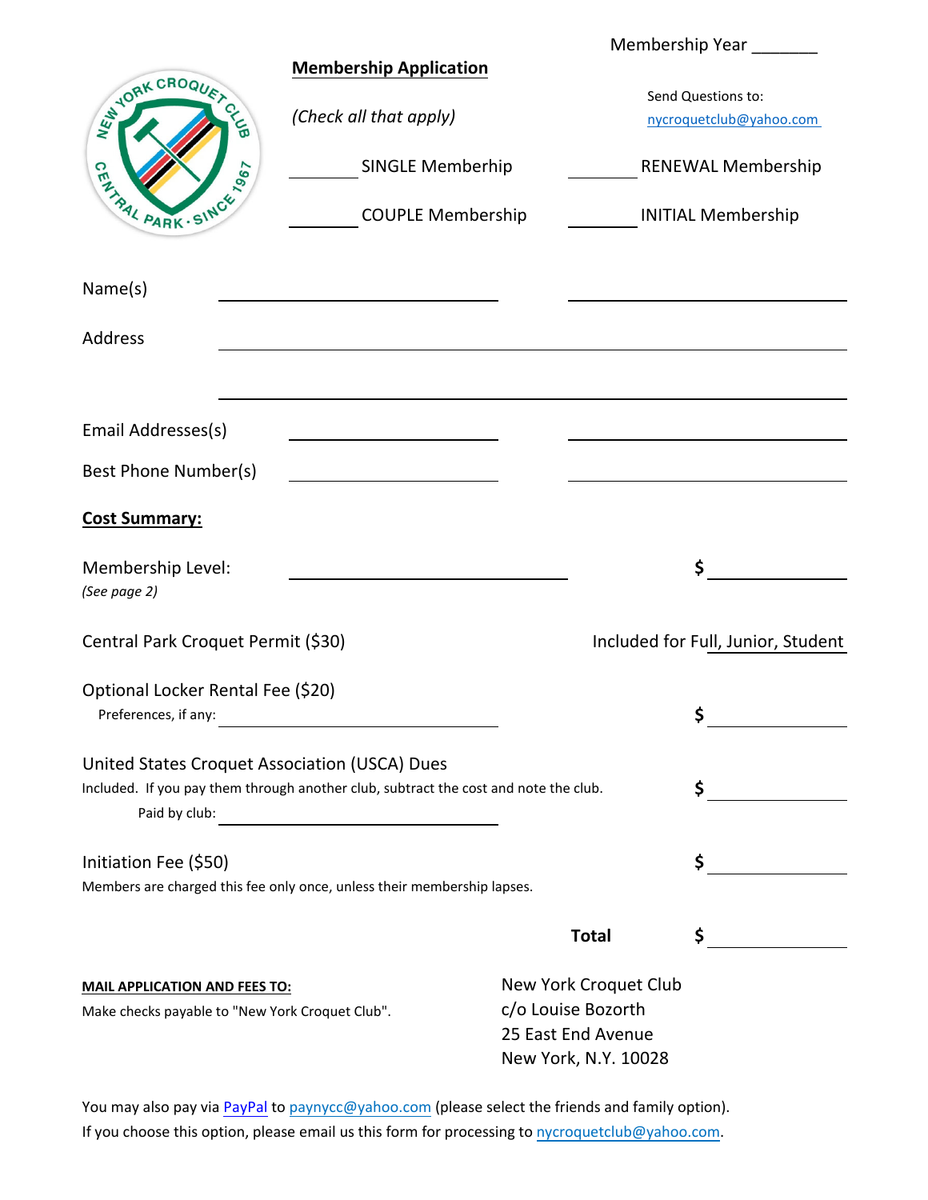Membership Year _______

## Membership Application

*(Check all that apply)*

Send Questions to:
nycroquetclub@yahoo.com

_______ SINGLE Memberhip  _______ RENEWAL Membership

_______ COUPLE Membership  _______ INITIAL Membership

Name(s) ______________________ ______________________

Address ______________________________________________

______________________________________________

Email Addresses(s) ______________________ ______________________

Best Phone Number(s) ______________________ ______________________

**Cost Summary:**

Membership Level: ______________________ $ ________
*(See page 2)*

Central Park Croquet Permit ($30) Included for Full, Junior, Student

Optional Locker Rental Fee ($20)
Preferences, if any: ______________________ $ ________

United States Croquet Association (USCA) Dues
Included. If you pay them through another club, subtract the cost and note the club. $ ________
Paid by club: ______________________

Initiation Fee ($50) $ ________
Members are charged this fee only once, unless their membership lapses.

**Total** $ ________

**MAIL APPLICATION AND FEES TO:**
Make checks payable to "New York Croquet Club".

New York Croquet Club
c/o Louise Bozorth
25 East End Avenue
New York, N.Y. 10028

You may also pay via PayPal to paynycc@yahoo.com (please select the friends and family option).
If you choose this option, please email us this form for processing to nycroquetclub@yahoo.com.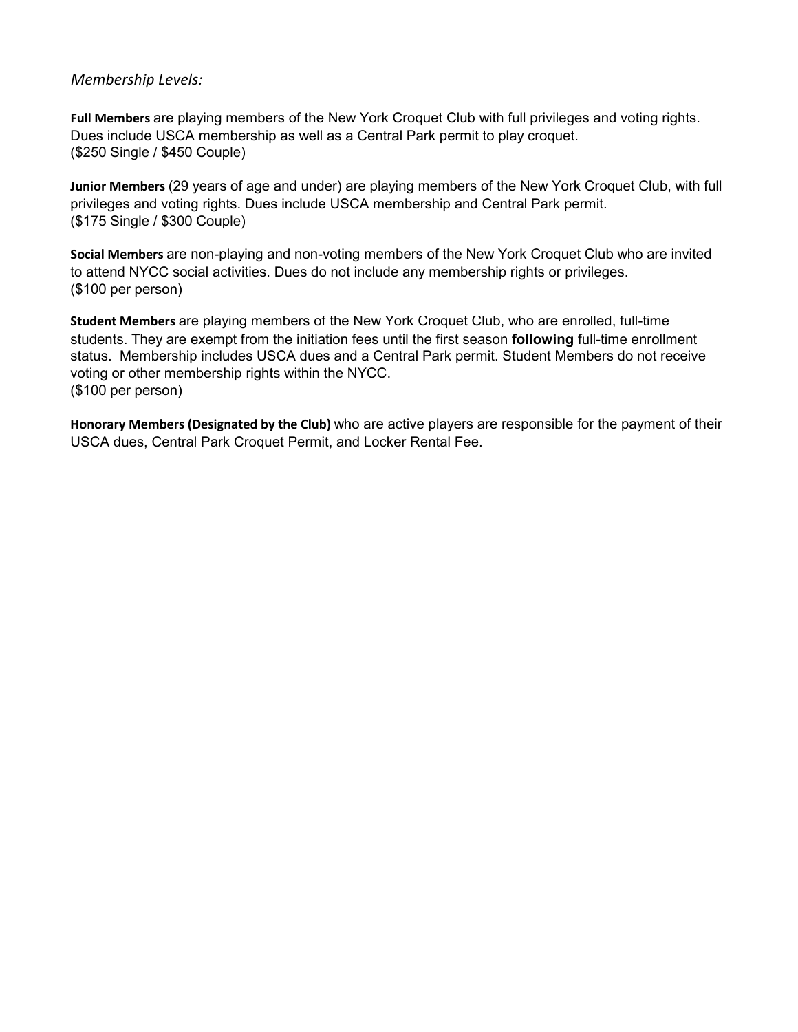*Membership Levels:*

**Full Members** are playing members of the New York Croquet Club with full privileges and voting rights. Dues include USCA membership as well as a Central Park permit to play croquet.
($250 Single / $450 Couple)

**Junior Members** (29 years of age and under) are playing members of the New York Croquet Club, with full privileges and voting rights. Dues include USCA membership and Central Park permit.
($175 Single / $300 Couple)

**Social Members** are non-playing and non-voting members of the New York Croquet Club who are invited to attend NYCC social activities. Dues do not include any membership rights or privileges.
($100 per person)

**Student Members** are playing members of the New York Croquet Club, who are enrolled, full-time students. They are exempt from the initiation fees until the first season **following** full-time enrollment status. Membership includes USCA dues and a Central Park permit. Student Members do not receive voting or other membership rights within the NYCC.
($100 per person)

**Honorary Members (Designated by the Club)** who are active players are responsible for the payment of their USCA dues, Central Park Croquet Permit, and Locker Rental Fee.